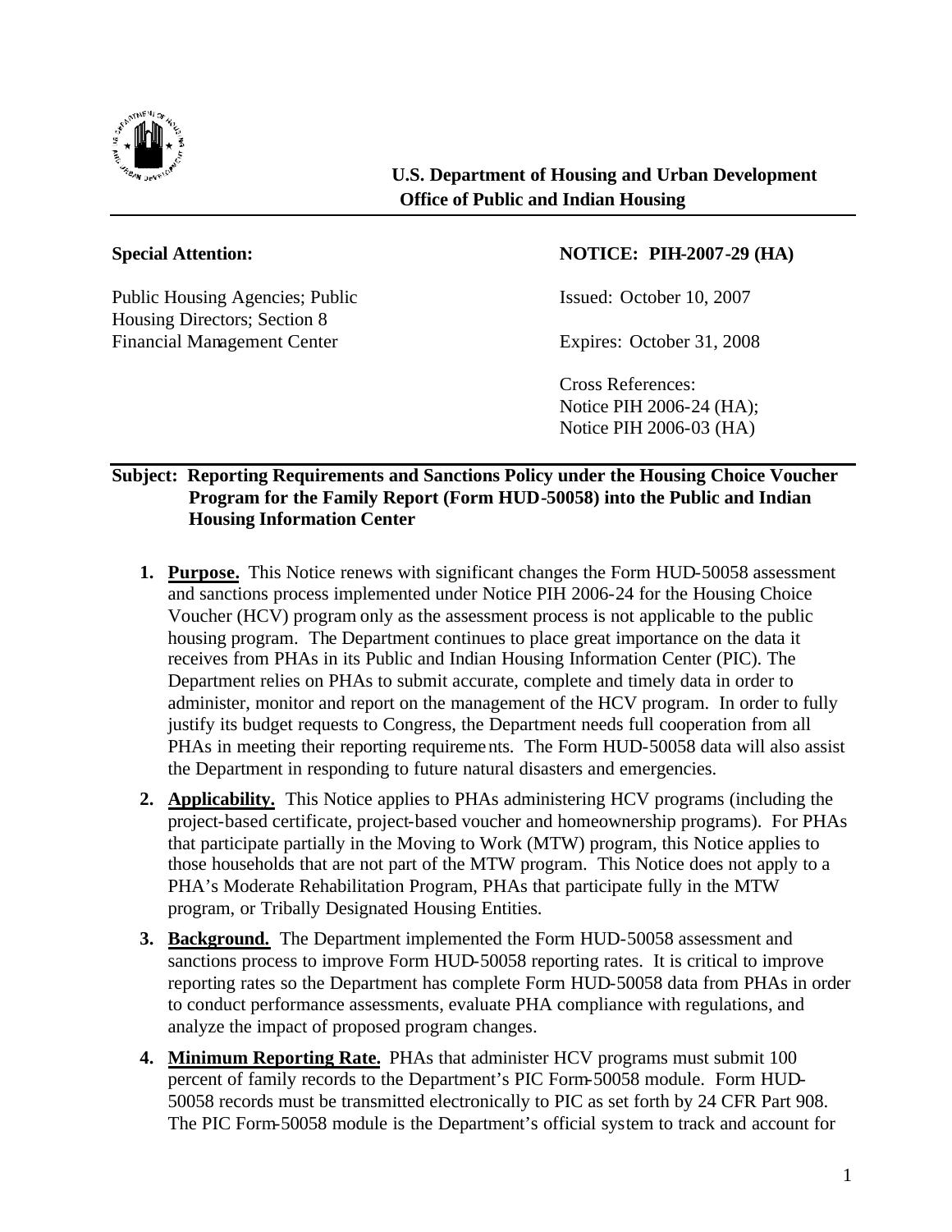**U.S. Department of Housing and Urban Development**
**Office of Public and Indian Housing**

---

**Special Attention:**

Public Housing Agencies; Public Housing Directors; Section 8 Financial Management Center

**NOTICE: PIH-2007-29 (HA)**

Issued: October 10, 2007

Expires: October 31, 2008

Cross References:
Notice PIH 2006-24 (HA);
Notice PIH 2006-03 (HA)

---

**Subject: Reporting Requirements and Sanctions Policy under the Housing Choice Voucher Program for the Family Report (Form HUD-50058) into the Public and Indian Housing Information Center**

1. **Purpose.** This Notice renews with significant changes the Form HUD-50058 assessment and sanctions process implemented under Notice PIH 2006-24 for the Housing Choice Voucher (HCV) program only as the assessment process is not applicable to the public housing program. The Department continues to place great importance on the data it receives from PHAs in its Public and Indian Housing Information Center (PIC). The Department relies on PHAs to submit accurate, complete and timely data in order to administer, monitor and report on the management of the HCV program. In order to fully justify its budget requests to Congress, the Department needs full cooperation from all PHAs in meeting their reporting requirements. The Form HUD-50058 data will also assist the Department in responding to future natural disasters and emergencies.

2. **Applicability.** This Notice applies to PHAs administering HCV programs (including the project-based certificate, project-based voucher and homeownership programs). For PHAs that participate partially in the Moving to Work (MTW) program, this Notice applies to those households that are not part of the MTW program. This Notice does not apply to a PHA's Moderate Rehabilitation Program, PHAs that participate fully in the MTW program, or Tribally Designated Housing Entities.

3. **Background.** The Department implemented the Form HUD-50058 assessment and sanctions process to improve Form HUD-50058 reporting rates. It is critical to improve reporting rates so the Department has complete Form HUD-50058 data from PHAs in order to conduct performance assessments, evaluate PHA compliance with regulations, and analyze the impact of proposed program changes.

4. **Minimum Reporting Rate.** PHAs that administer HCV programs must submit 100 percent of family records to the Department's PIC Form-50058 module. Form HUD-50058 records must be transmitted electronically to PIC as set forth by 24 CFR Part 908. The PIC Form-50058 module is the Department's official system to track and account for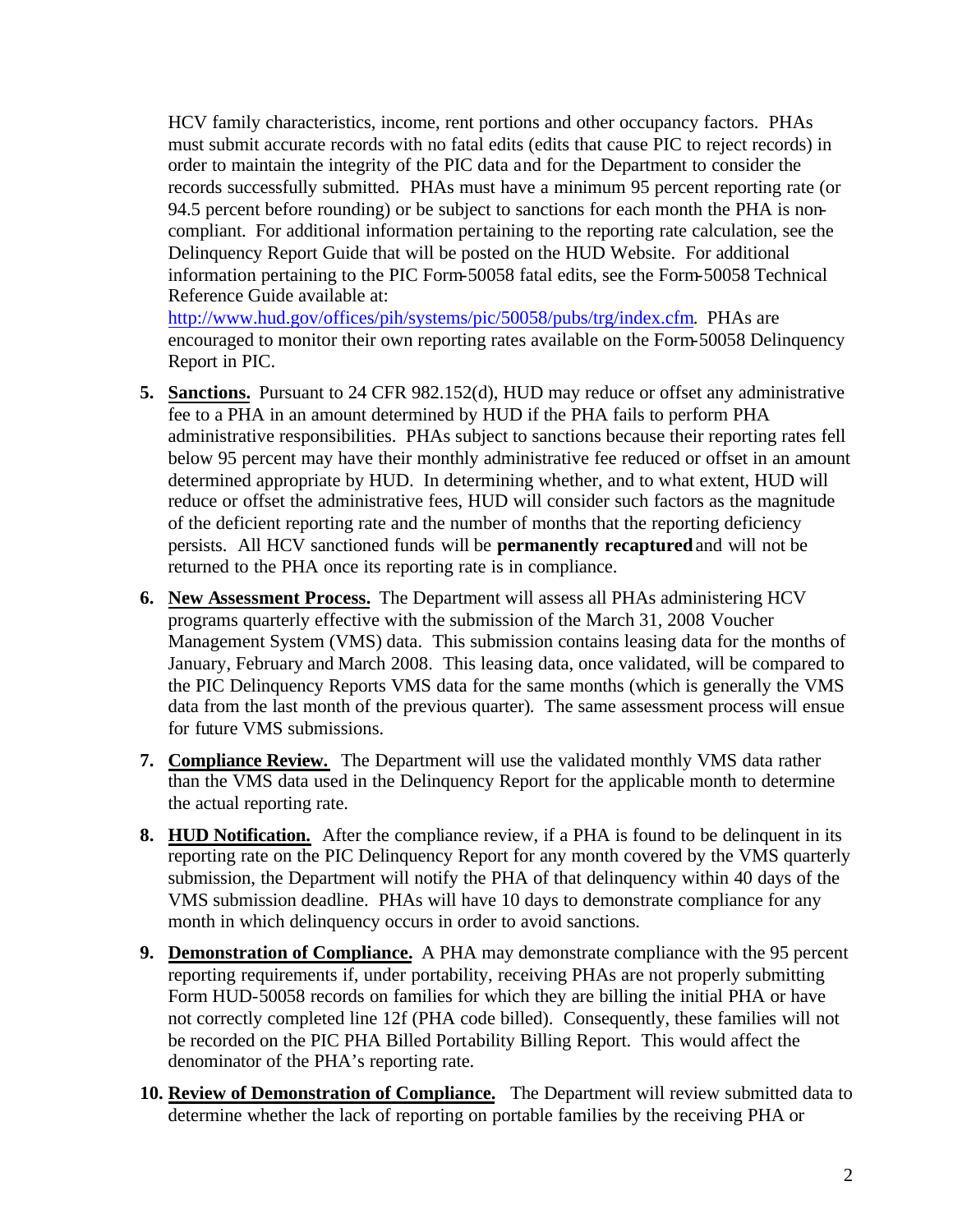HCV family characteristics, income, rent portions and other occupancy factors. PHAs must submit accurate records with no fatal edits (edits that cause PIC to reject records) in order to maintain the integrity of the PIC data and for the Department to consider the records successfully submitted. PHAs must have a minimum 95 percent reporting rate (or 94.5 percent before rounding) or be subject to sanctions for each month the PHA is non-compliant. For additional information pertaining to the reporting rate calculation, see the Delinquency Report Guide that will be posted on the HUD Website. For additional information pertaining to the PIC Form-50058 fatal edits, see the Form-50058 Technical Reference Guide available at: http://www.hud.gov/offices/pih/systems/pic/50058/pubs/trg/index.cfm. PHAs are encouraged to monitor their own reporting rates available on the Form-50058 Delinquency Report in PIC.

5. **Sanctions.** Pursuant to 24 CFR 982.152(d), HUD may reduce or offset any administrative fee to a PHA in an amount determined by HUD if the PHA fails to perform PHA administrative responsibilities. PHAs subject to sanctions because their reporting rates fell below 95 percent may have their monthly administrative fee reduced or offset in an amount determined appropriate by HUD. In determining whether, and to what extent, HUD will reduce or offset the administrative fees, HUD will consider such factors as the magnitude of the deficient reporting rate and the number of months that the reporting deficiency persists. All HCV sanctioned funds will be **permanently recaptured** and will not be returned to the PHA once its reporting rate is in compliance.

6. **New Assessment Process.** The Department will assess all PHAs administering HCV programs quarterly effective with the submission of the March 31, 2008 Voucher Management System (VMS) data. This submission contains leasing data for the months of January, February and March 2008. This leasing data, once validated, will be compared to the PIC Delinquency Reports VMS data for the same months (which is generally the VMS data from the last month of the previous quarter). The same assessment process will ensue for future VMS submissions.

7. **Compliance Review.** The Department will use the validated monthly VMS data rather than the VMS data used in the Delinquency Report for the applicable month to determine the actual reporting rate.

8. **HUD Notification.** After the compliance review, if a PHA is found to be delinquent in its reporting rate on the PIC Delinquency Report for any month covered by the VMS quarterly submission, the Department will notify the PHA of that delinquency within 40 days of the VMS submission deadline. PHAs will have 10 days to demonstrate compliance for any month in which delinquency occurs in order to avoid sanctions.

9. **Demonstration of Compliance.** A PHA may demonstrate compliance with the 95 percent reporting requirements if, under portability, receiving PHAs are not properly submitting Form HUD-50058 records on families for which they are billing the initial PHA or have not correctly completed line 12f (PHA code billed). Consequently, these families will not be recorded on the PIC PHA Billed Portability Billing Report. This would affect the denominator of the PHA's reporting rate.

10. **Review of Demonstration of Compliance.** The Department will review submitted data to determine whether the lack of reporting on portable families by the receiving PHA or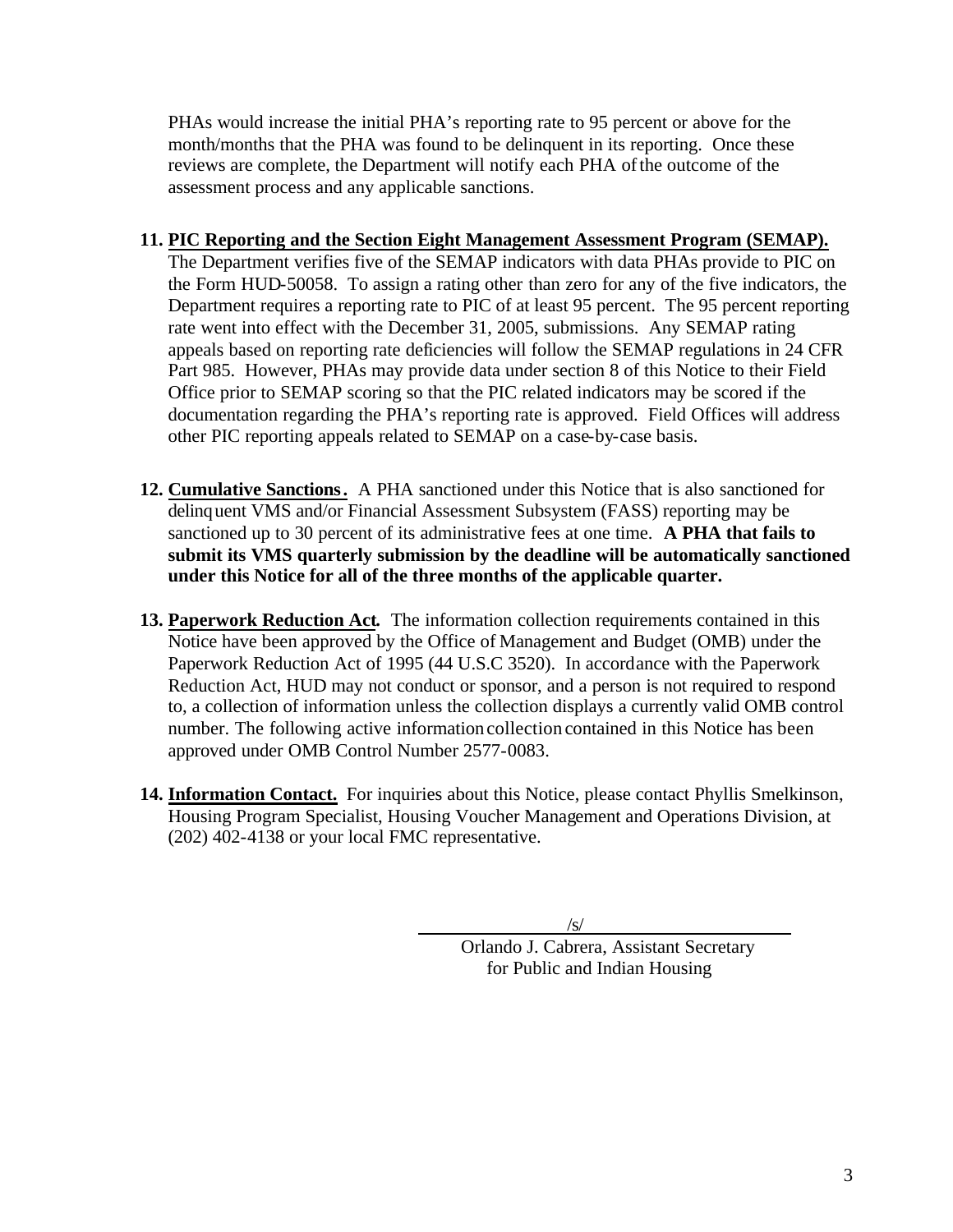PHAs would increase the initial PHA's reporting rate to 95 percent or above for the month/months that the PHA was found to be delinquent in its reporting. Once these reviews are complete, the Department will notify each PHA of the outcome of the assessment process and any applicable sanctions.

11. **PIC Reporting and the Section Eight Management Assessment Program (SEMAP).** The Department verifies five of the SEMAP indicators with data PHAs provide to PIC on the Form HUD-50058. To assign a rating other than zero for any of the five indicators, the Department requires a reporting rate to PIC of at least 95 percent. The 95 percent reporting rate went into effect with the December 31, 2005, submissions. Any SEMAP rating appeals based on reporting rate deficiencies will follow the SEMAP regulations in 24 CFR Part 985. However, PHAs may provide data under section 8 of this Notice to their Field Office prior to SEMAP scoring so that the PIC related indicators may be scored if the documentation regarding the PHA's reporting rate is approved. Field Offices will address other PIC reporting appeals related to SEMAP on a case-by-case basis.

12. **Cumulative Sanctions.** A PHA sanctioned under this Notice that is also sanctioned for delinquent VMS and/or Financial Assessment Subsystem (FASS) reporting may be sanctioned up to 30 percent of its administrative fees at one time. **A PHA that fails to submit its VMS quarterly submission by the deadline will be automatically sanctioned under this Notice for all of the three months of the applicable quarter.**

13. **Paperwork Reduction Act.** The information collection requirements contained in this Notice have been approved by the Office of Management and Budget (OMB) under the Paperwork Reduction Act of 1995 (44 U.S.C 3520). In accordance with the Paperwork Reduction Act, HUD may not conduct or sponsor, and a person is not required to respond to, a collection of information unless the collection displays a currently valid OMB control number. The following active information collection contained in this Notice has been approved under OMB Control Number 2577-0083.

14. **Information Contact.** For inquiries about this Notice, please contact Phyllis Smelkinson, Housing Program Specialist, Housing Voucher Management and Operations Division, at (202) 402-4138 or your local FMC representative.

/s/

Orlando J. Cabrera, Assistant Secretary
for Public and Indian Housing